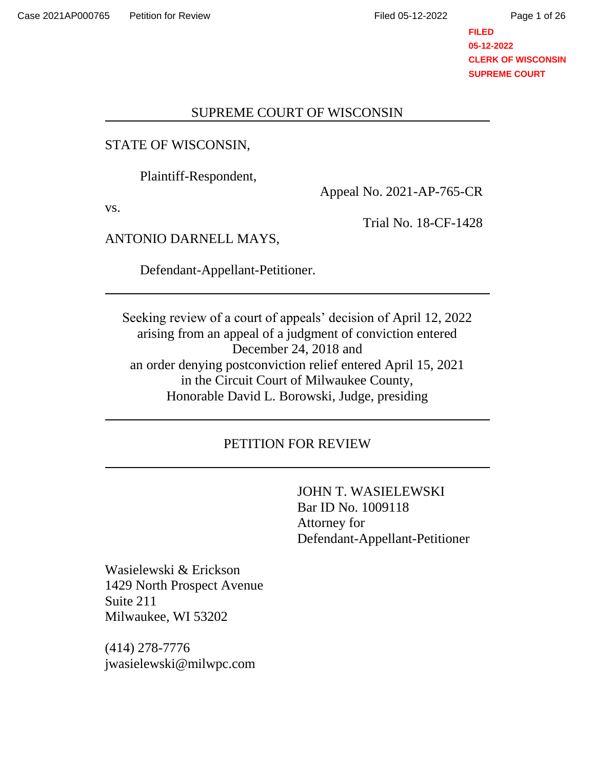# SUPREME COURT OF WISCONSIN

STATE OF WISCONSIN,

Plaintiff-Respondent,

Appeal No. 2021-AP-765-CR

vs.

Trial No. 18-CF-1428

ANTONIO DARNELL MAYS,

Defendant-Appellant-Petitioner.

---

Seeking review of a court of appeals' decision of April 12, 2022 arising from an appeal of a judgment of conviction entered December 24, 2018 and an order denying postconviction relief entered April 15, 2021 in the Circuit Court of Milwaukee County, Honorable David L. Borowski, Judge, presiding

---

## PETITION FOR REVIEW

---

JOHN T. WASIELEWSKI  
Bar ID No. 1009118  
Attorney for  
Defendant-Appellant-Petitioner

Wasielewski & Erickson  
1429 North Prospect Avenue  
Suite 211  
Milwaukee, WI 53202

(414) 278-7776  
jwasielewski@milwpc.com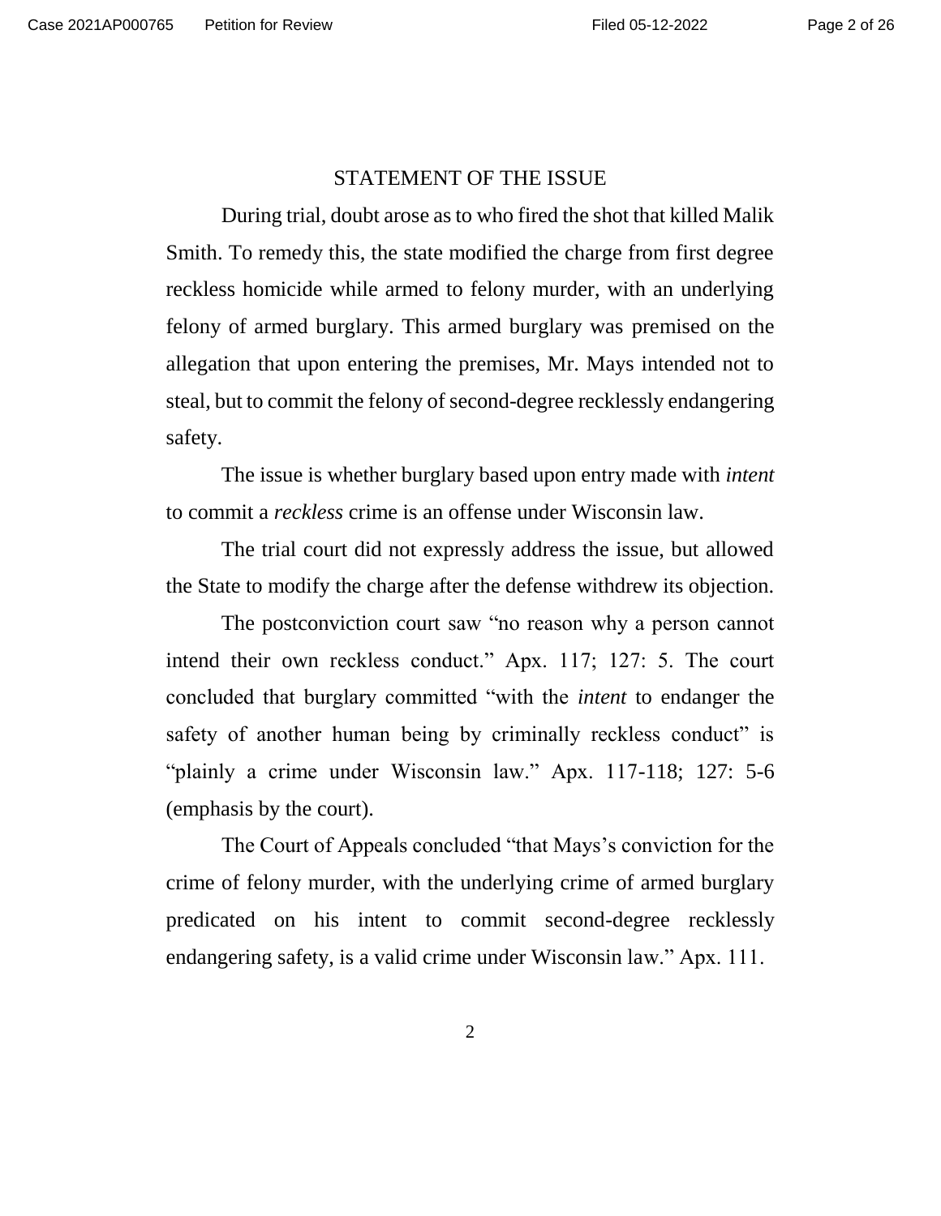## STATEMENT OF THE ISSUE

During trial, doubt arose as to who fired the shot that killed Malik Smith. To remedy this, the state modified the charge from first degree reckless homicide while armed to felony murder, with an underlying felony of armed burglary. This armed burglary was premised on the allegation that upon entering the premises, Mr. Mays intended not to steal, but to commit the felony of second-degree recklessly endangering safety.

The issue is whether burglary based upon entry made with *intent* to commit a *reckless* crime is an offense under Wisconsin law.

The trial court did not expressly address the issue, but allowed the State to modify the charge after the defense withdrew its objection.

The postconviction court saw "no reason why a person cannot intend their own reckless conduct." Apx. 117; 127: 5. The court concluded that burglary committed "with the *intent* to endanger the safety of another human being by criminally reckless conduct" is "plainly a crime under Wisconsin law." Apx. 117-118; 127: 5-6 (emphasis by the court).

The Court of Appeals concluded "that Mays's conviction for the crime of felony murder, with the underlying crime of armed burglary predicated on his intent to commit second-degree recklessly endangering safety, is a valid crime under Wisconsin law." Apx. 111.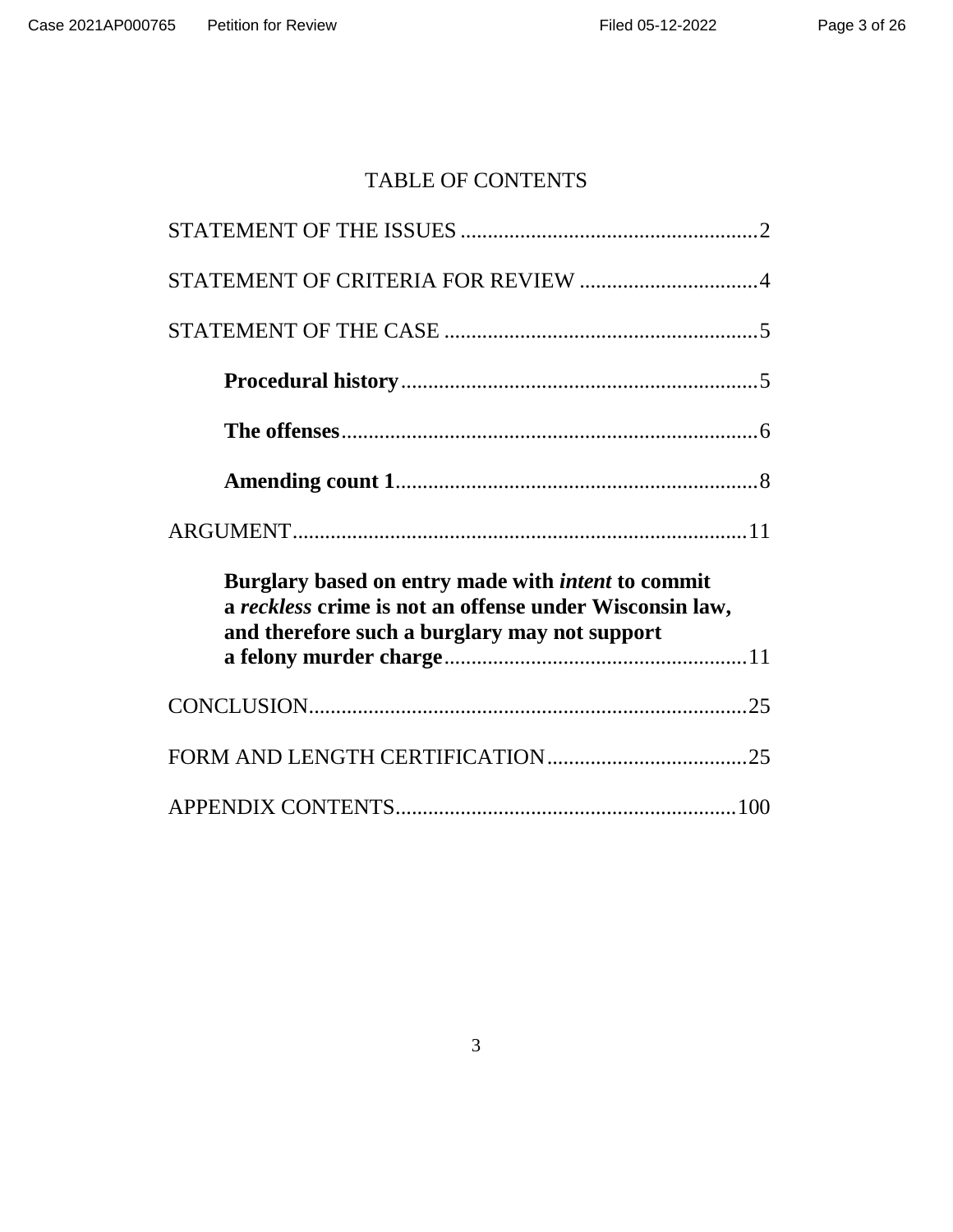# TABLE OF CONTENTS

STATEMENT OF THE ISSUES ........................................................2

STATEMENT OF CRITERIA FOR REVIEW ..................................4

STATEMENT OF THE CASE ..........................................................5

**Procedural history**..................................................................5

**The offenses**.............................................................................6

**Amending count 1**...................................................................8

ARGUMENT....................................................................................11

**Burglary based on entry made with *intent* to commit a *reckless* crime is not an offense under Wisconsin law, and therefore such a burglary may not support a felony murder charge**........................................................11

CONCLUSION.................................................................................25

FORM AND LENGTH CERTIFICATION.....................................25

APPENDIX CONTENTS...............................................................100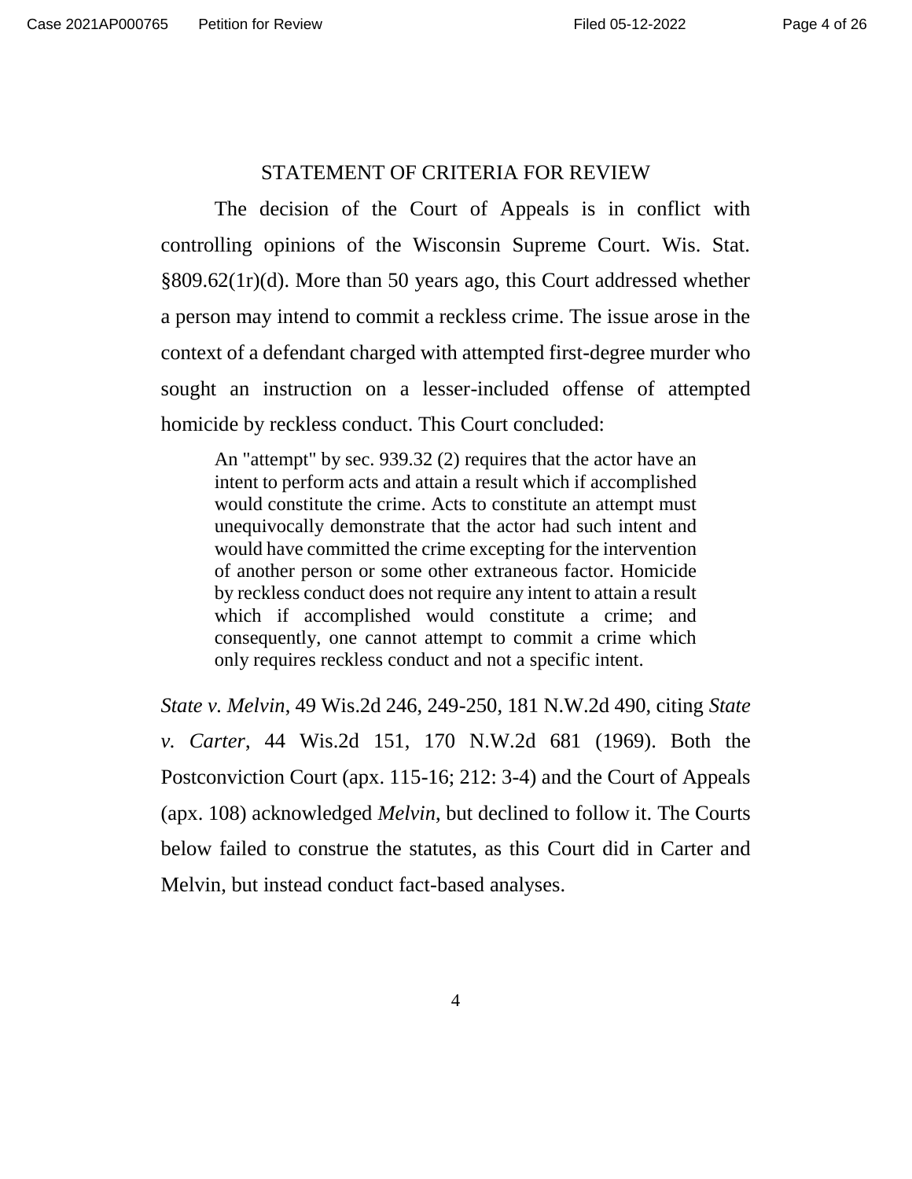## STATEMENT OF CRITERIA FOR REVIEW

The decision of the Court of Appeals is in conflict with controlling opinions of the Wisconsin Supreme Court. Wis. Stat. §809.62(1r)(d). More than 50 years ago, this Court addressed whether a person may intend to commit a reckless crime. The issue arose in the context of a defendant charged with attempted first-degree murder who sought an instruction on a lesser-included offense of attempted homicide by reckless conduct. This Court concluded:

> An "attempt" by sec. 939.32 (2) requires that the actor have an intent to perform acts and attain a result which if accomplished would constitute the crime. Acts to constitute an attempt must unequivocally demonstrate that the actor had such intent and would have committed the crime excepting for the intervention of another person or some other extraneous factor. Homicide by reckless conduct does not require any intent to attain a result which if accomplished would constitute a crime; and consequently, one cannot attempt to commit a crime which only requires reckless conduct and not a specific intent.

*State v. Melvin*, 49 Wis.2d 246, 249-250, 181 N.W.2d 490, citing *State v. Carter*, 44 Wis.2d 151, 170 N.W.2d 681 (1969). Both the Postconviction Court (apx. 115-16; 212: 3-4) and the Court of Appeals (apx. 108) acknowledged *Melvin*, but declined to follow it. The Courts below failed to construe the statutes, as this Court did in Carter and Melvin, but instead conduct fact-based analyses.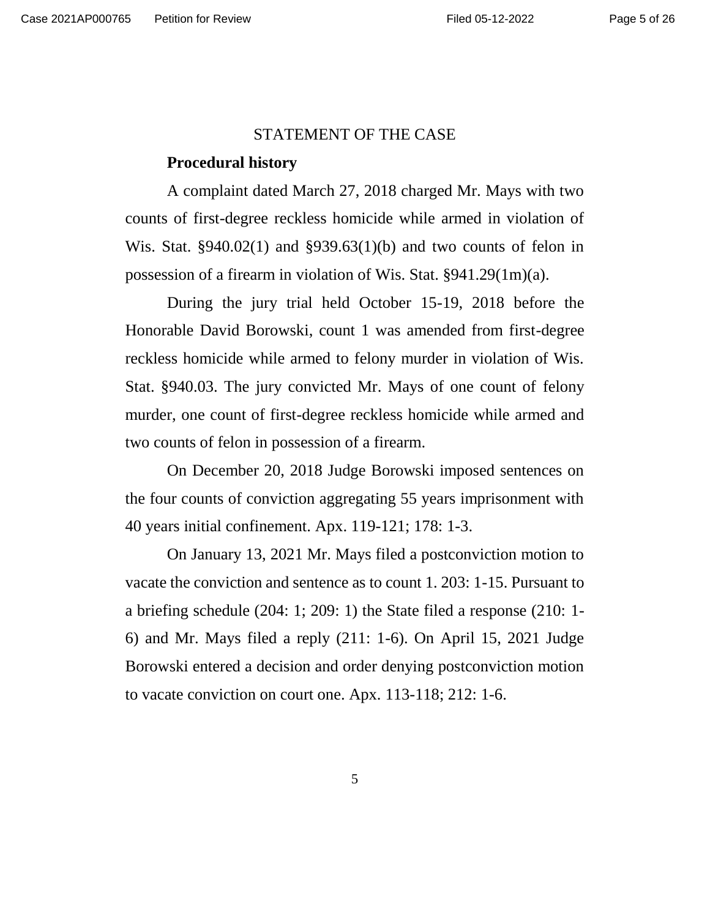## STATEMENT OF THE CASE

**Procedural history**

A complaint dated March 27, 2018 charged Mr. Mays with two counts of first-degree reckless homicide while armed in violation of Wis. Stat. §940.02(1) and §939.63(1)(b) and two counts of felon in possession of a firearm in violation of Wis. Stat. §941.29(1m)(a).

During the jury trial held October 15-19, 2018 before the Honorable David Borowski, count 1 was amended from first-degree reckless homicide while armed to felony murder in violation of Wis. Stat. §940.03. The jury convicted Mr. Mays of one count of felony murder, one count of first-degree reckless homicide while armed and two counts of felon in possession of a firearm.

On December 20, 2018 Judge Borowski imposed sentences on the four counts of conviction aggregating 55 years imprisonment with 40 years initial confinement. Apx. 119-121; 178: 1-3.

On January 13, 2021 Mr. Mays filed a postconviction motion to vacate the conviction and sentence as to count 1. 203: 1-15. Pursuant to a briefing schedule (204: 1; 209: 1) the State filed a response (210: 1-6) and Mr. Mays filed a reply (211: 1-6). On April 15, 2021 Judge Borowski entered a decision and order denying postconviction motion to vacate conviction on court one. Apx. 113-118; 212: 1-6.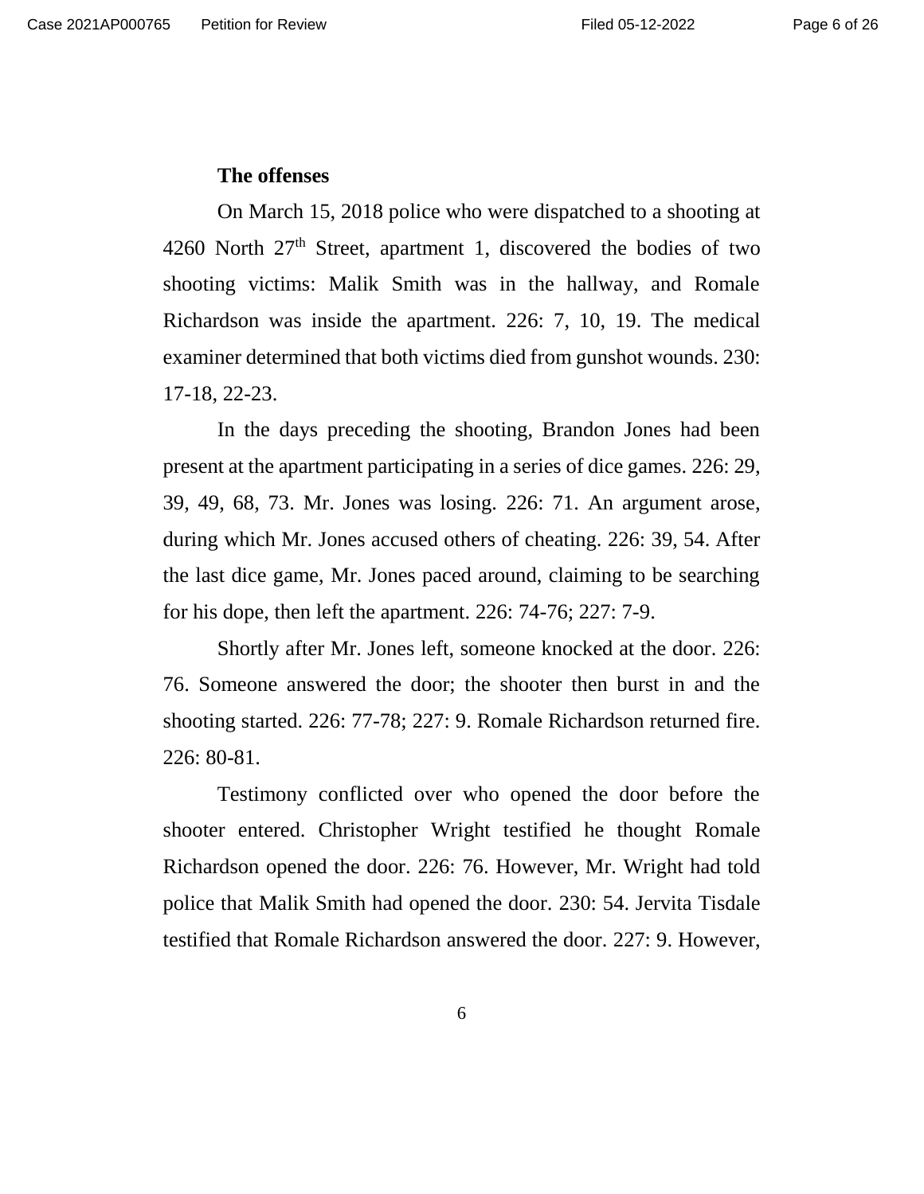**The offenses**

On March 15, 2018 police who were dispatched to a shooting at 4260 North 27th Street, apartment 1, discovered the bodies of two shooting victims: Malik Smith was in the hallway, and Romale Richardson was inside the apartment. 226: 7, 10, 19. The medical examiner determined that both victims died from gunshot wounds. 230: 17-18, 22-23.

In the days preceding the shooting, Brandon Jones had been present at the apartment participating in a series of dice games. 226: 29, 39, 49, 68, 73. Mr. Jones was losing. 226: 71. An argument arose, during which Mr. Jones accused others of cheating. 226: 39, 54. After the last dice game, Mr. Jones paced around, claiming to be searching for his dope, then left the apartment. 226: 74-76; 227: 7-9.

Shortly after Mr. Jones left, someone knocked at the door. 226: 76. Someone answered the door; the shooter then burst in and the shooting started. 226: 77-78; 227: 9. Romale Richardson returned fire. 226: 80-81.

Testimony conflicted over who opened the door before the shooter entered. Christopher Wright testified he thought Romale Richardson opened the door. 226: 76. However, Mr. Wright had told police that Malik Smith had opened the door. 230: 54. Jervita Tisdale testified that Romale Richardson answered the door. 227: 9. However,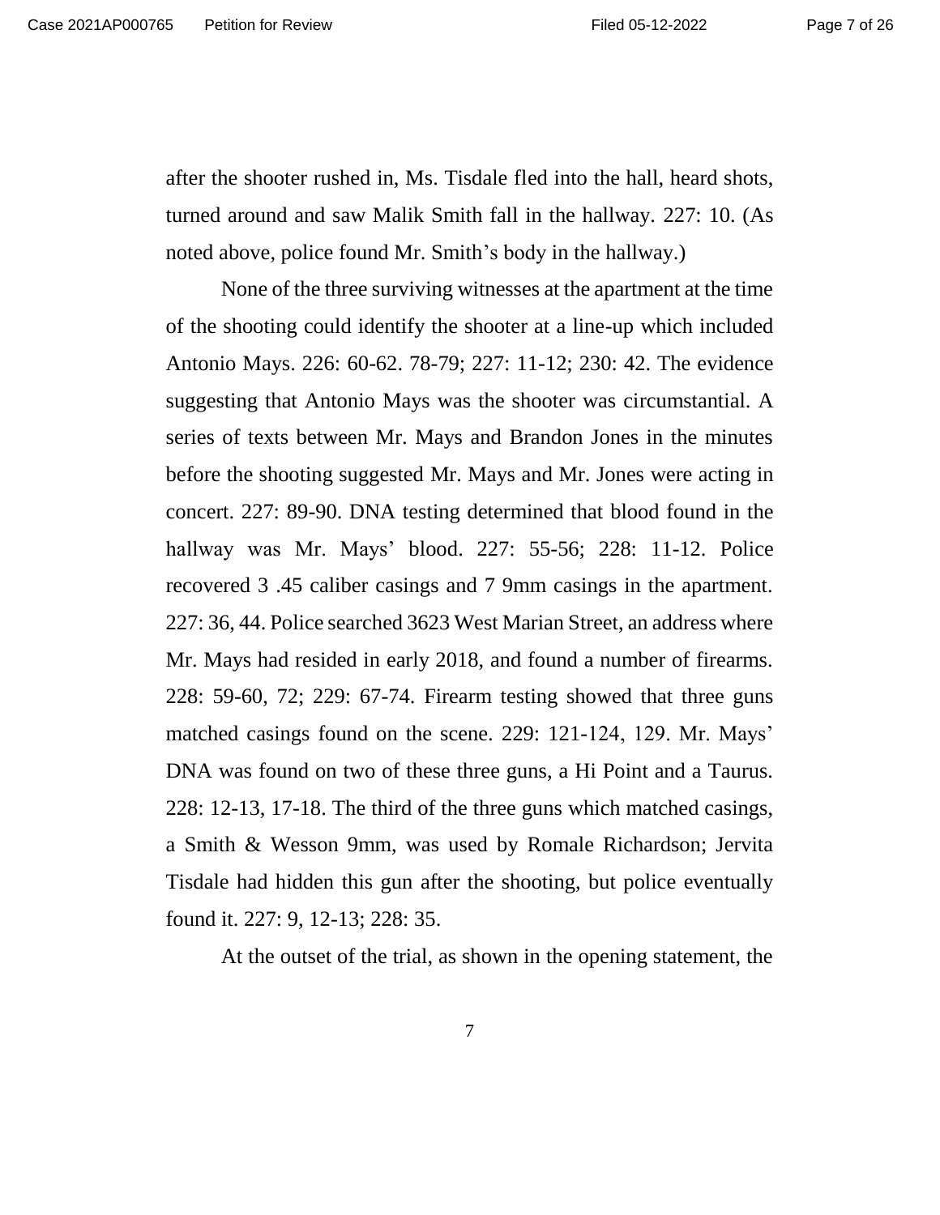after the shooter rushed in, Ms. Tisdale fled into the hall, heard shots, turned around and saw Malik Smith fall in the hallway. 227: 10. (As noted above, police found Mr. Smith's body in the hallway.)

None of the three surviving witnesses at the apartment at the time of the shooting could identify the shooter at a line-up which included Antonio Mays. 226: 60-62. 78-79; 227: 11-12; 230: 42. The evidence suggesting that Antonio Mays was the shooter was circumstantial. A series of texts between Mr. Mays and Brandon Jones in the minutes before the shooting suggested Mr. Mays and Mr. Jones were acting in concert. 227: 89-90. DNA testing determined that blood found in the hallway was Mr. Mays' blood. 227: 55-56; 228: 11-12. Police recovered 3 .45 caliber casings and 7 9mm casings in the apartment. 227: 36, 44. Police searched 3623 West Marian Street, an address where Mr. Mays had resided in early 2018, and found a number of firearms. 228: 59-60, 72; 229: 67-74. Firearm testing showed that three guns matched casings found on the scene. 229: 121-124, 129. Mr. Mays' DNA was found on two of these three guns, a Hi Point and a Taurus. 228: 12-13, 17-18. The third of the three guns which matched casings, a Smith & Wesson 9mm, was used by Romale Richardson; Jervita Tisdale had hidden this gun after the shooting, but police eventually found it. 227: 9, 12-13; 228: 35.

At the outset of the trial, as shown in the opening statement, the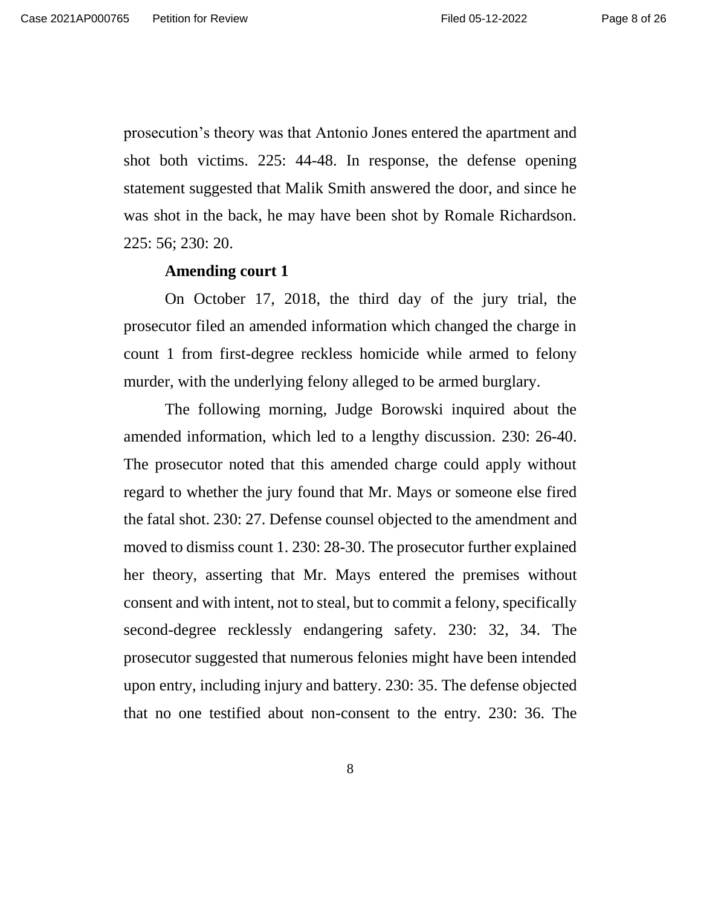prosecution's theory was that Antonio Jones entered the apartment and shot both victims. 225: 44-48. In response, the defense opening statement suggested that Malik Smith answered the door, and since he was shot in the back, he may have been shot by Romale Richardson. 225: 56; 230: 20.

**Amending court 1**

On October 17, 2018, the third day of the jury trial, the prosecutor filed an amended information which changed the charge in count 1 from first-degree reckless homicide while armed to felony murder, with the underlying felony alleged to be armed burglary.

The following morning, Judge Borowski inquired about the amended information, which led to a lengthy discussion. 230: 26-40. The prosecutor noted that this amended charge could apply without regard to whether the jury found that Mr. Mays or someone else fired the fatal shot. 230: 27. Defense counsel objected to the amendment and moved to dismiss count 1. 230: 28-30. The prosecutor further explained her theory, asserting that Mr. Mays entered the premises without consent and with intent, not to steal, but to commit a felony, specifically second-degree recklessly endangering safety. 230: 32, 34. The prosecutor suggested that numerous felonies might have been intended upon entry, including injury and battery. 230: 35. The defense objected that no one testified about non-consent to the entry. 230: 36. The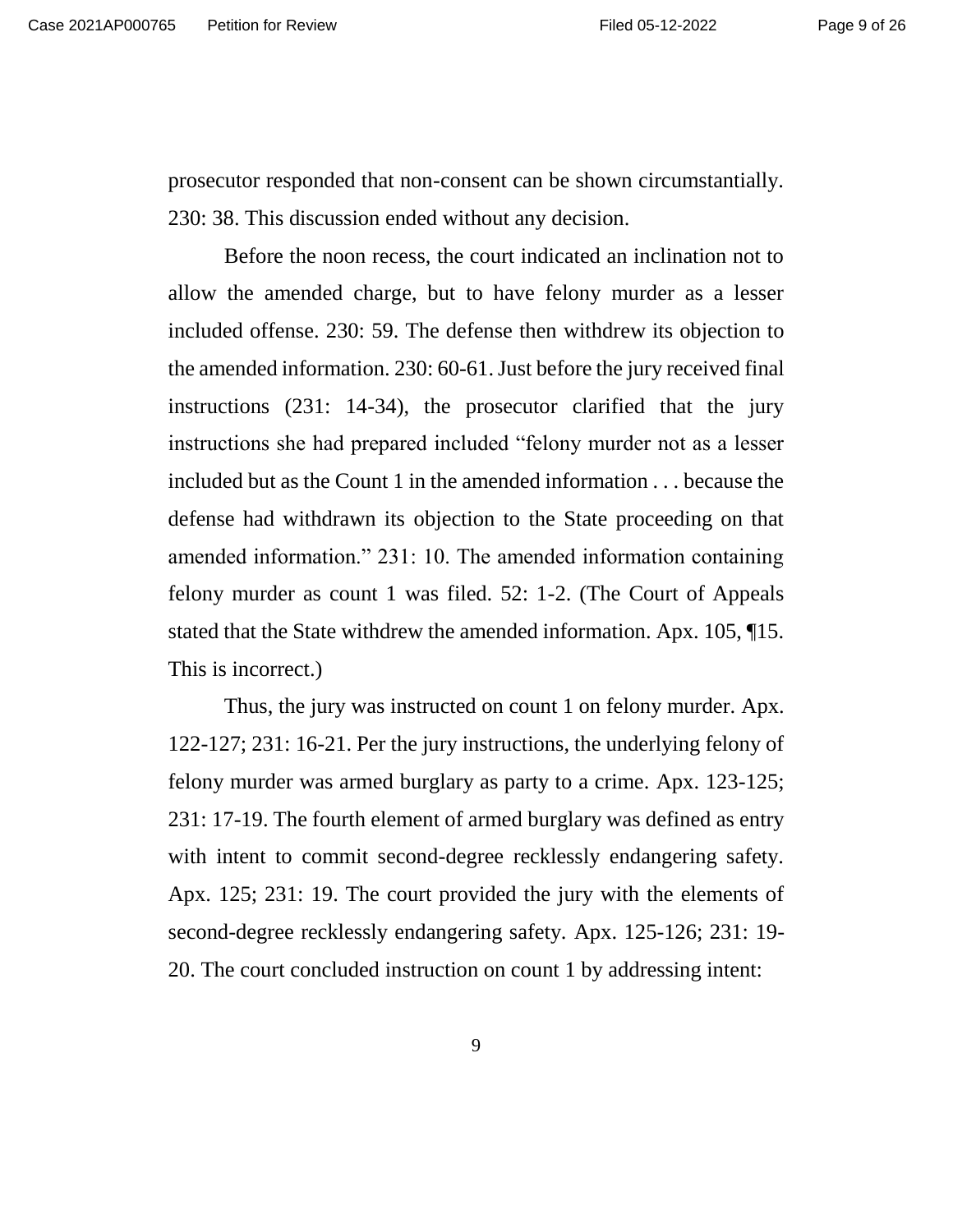prosecutor responded that non-consent can be shown circumstantially. 230: 38. This discussion ended without any decision.

Before the noon recess, the court indicated an inclination not to allow the amended charge, but to have felony murder as a lesser included offense. 230: 59. The defense then withdrew its objection to the amended information. 230: 60-61. Just before the jury received final instructions (231: 14-34), the prosecutor clarified that the jury instructions she had prepared included "felony murder not as a lesser included but as the Count 1 in the amended information . . . because the defense had withdrawn its objection to the State proceeding on that amended information." 231: 10. The amended information containing felony murder as count 1 was filed. 52: 1-2. (The Court of Appeals stated that the State withdrew the amended information. Apx. 105, ¶15. This is incorrect.)

Thus, the jury was instructed on count 1 on felony murder. Apx. 122-127; 231: 16-21. Per the jury instructions, the underlying felony of felony murder was armed burglary as party to a crime. Apx. 123-125; 231: 17-19. The fourth element of armed burglary was defined as entry with intent to commit second-degree recklessly endangering safety. Apx. 125; 231: 19. The court provided the jury with the elements of second-degree recklessly endangering safety. Apx. 125-126; 231: 19-20. The court concluded instruction on count 1 by addressing intent: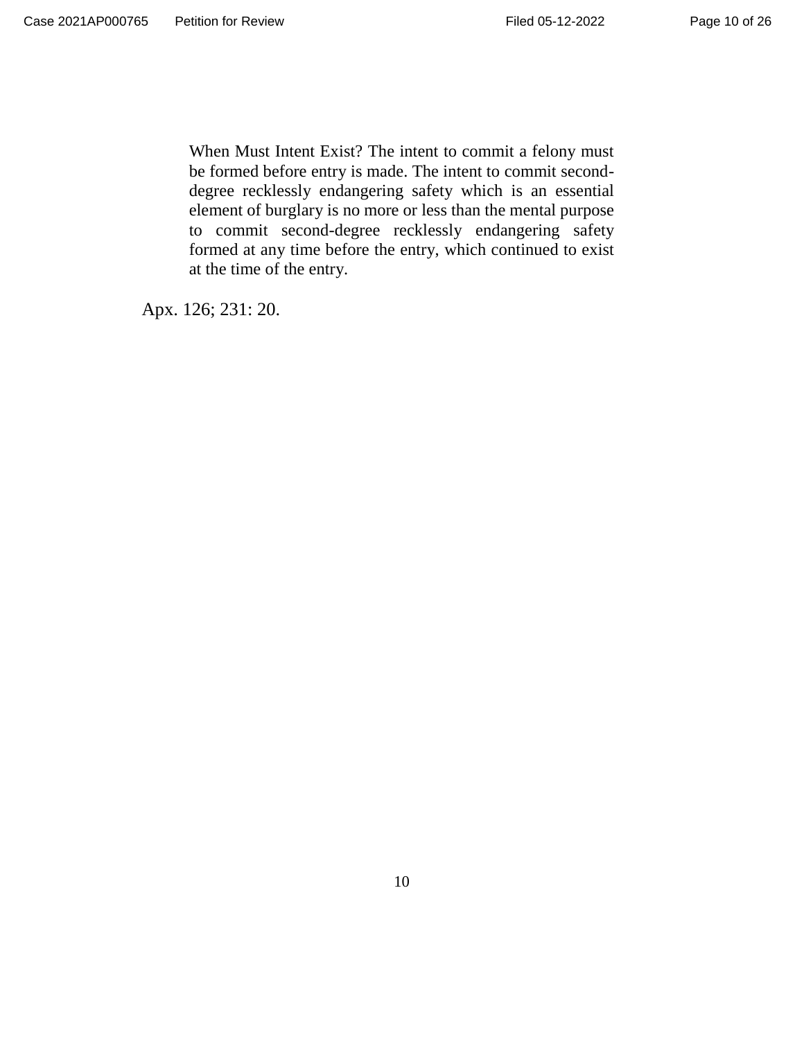> When Must Intent Exist? The intent to commit a felony must be formed before entry is made. The intent to commit second-degree recklessly endangering safety which is an essential element of burglary is no more or less than the mental purpose to commit second-degree recklessly endangering safety formed at any time before the entry, which continued to exist at the time of the entry.

Apx. 126; 231: 20.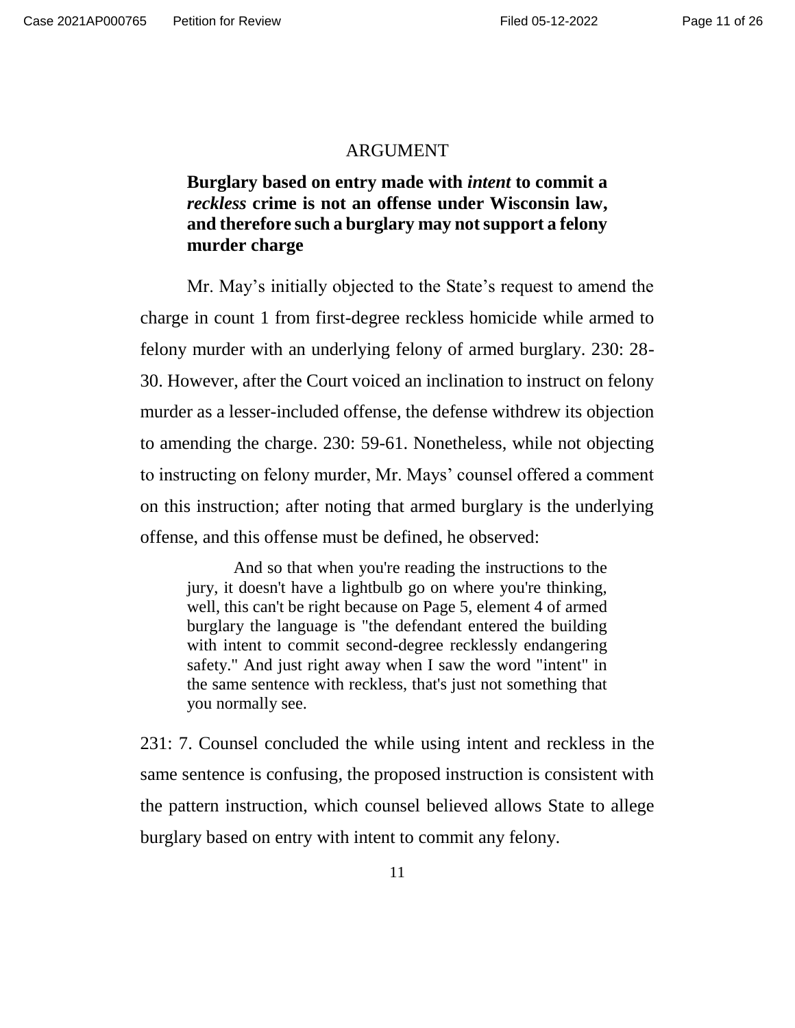# ARGUMENT

**Burglary based on entry made with *intent* to commit a *reckless* crime is not an offense under Wisconsin law, and therefore such a burglary may not support a felony murder charge**

Mr. May's initially objected to the State's request to amend the charge in count 1 from first-degree reckless homicide while armed to felony murder with an underlying felony of armed burglary. 230: 28-30. However, after the Court voiced an inclination to instruct on felony murder as a lesser-included offense, the defense withdrew its objection to amending the charge. 230: 59-61. Nonetheless, while not objecting to instructing on felony murder, Mr. Mays' counsel offered a comment on this instruction; after noting that armed burglary is the underlying offense, and this offense must be defined, he observed:

> And so that when you're reading the instructions to the jury, it doesn't have a lightbulb go on where you're thinking, well, this can't be right because on Page 5, element 4 of armed burglary the language is "the defendant entered the building with intent to commit second-degree recklessly endangering safety." And just right away when I saw the word "intent" in the same sentence with reckless, that's just not something that you normally see.

231: 7. Counsel concluded the while using intent and reckless in the same sentence is confusing, the proposed instruction is consistent with the pattern instruction, which counsel believed allows State to allege burglary based on entry with intent to commit any felony.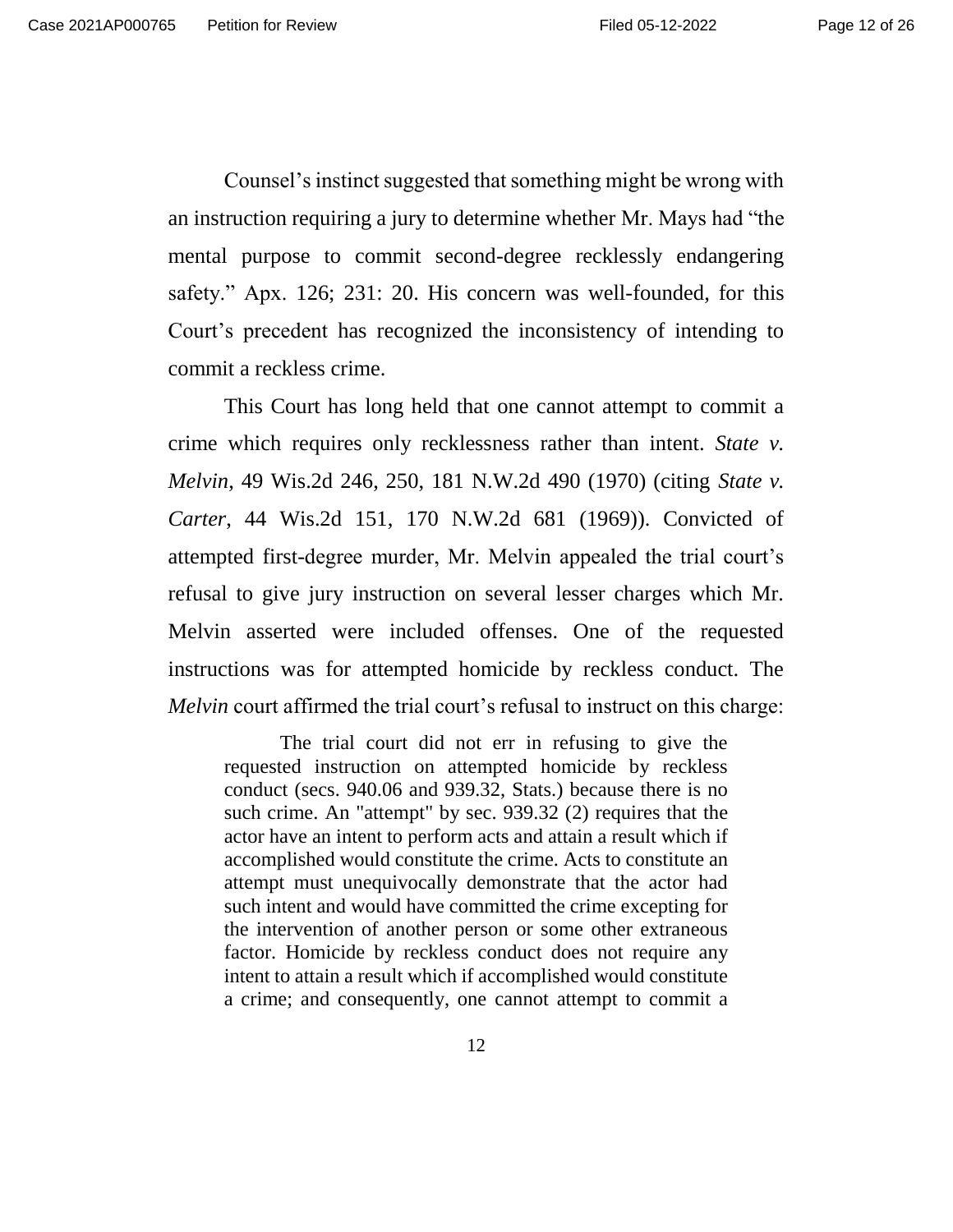Counsel's instinct suggested that something might be wrong with an instruction requiring a jury to determine whether Mr. Mays had "the mental purpose to commit second-degree recklessly endangering safety." Apx. 126; 231: 20. His concern was well-founded, for this Court's precedent has recognized the inconsistency of intending to commit a reckless crime.

This Court has long held that one cannot attempt to commit a crime which requires only recklessness rather than intent. *State v. Melvin*, 49 Wis.2d 246, 250, 181 N.W.2d 490 (1970) (citing *State v. Carter*, 44 Wis.2d 151, 170 N.W.2d 681 (1969)). Convicted of attempted first-degree murder, Mr. Melvin appealed the trial court's refusal to give jury instruction on several lesser charges which Mr. Melvin asserted were included offenses. One of the requested instructions was for attempted homicide by reckless conduct. The *Melvin* court affirmed the trial court's refusal to instruct on this charge:

> The trial court did not err in refusing to give the requested instruction on attempted homicide by reckless conduct (secs. 940.06 and 939.32, Stats.) because there is no such crime. An "attempt" by sec. 939.32 (2) requires that the actor have an intent to perform acts and attain a result which if accomplished would constitute the crime. Acts to constitute an attempt must unequivocally demonstrate that the actor had such intent and would have committed the crime excepting for the intervention of another person or some other extraneous factor. Homicide by reckless conduct does not require any intent to attain a result which if accomplished would constitute a crime; and consequently, one cannot attempt to commit a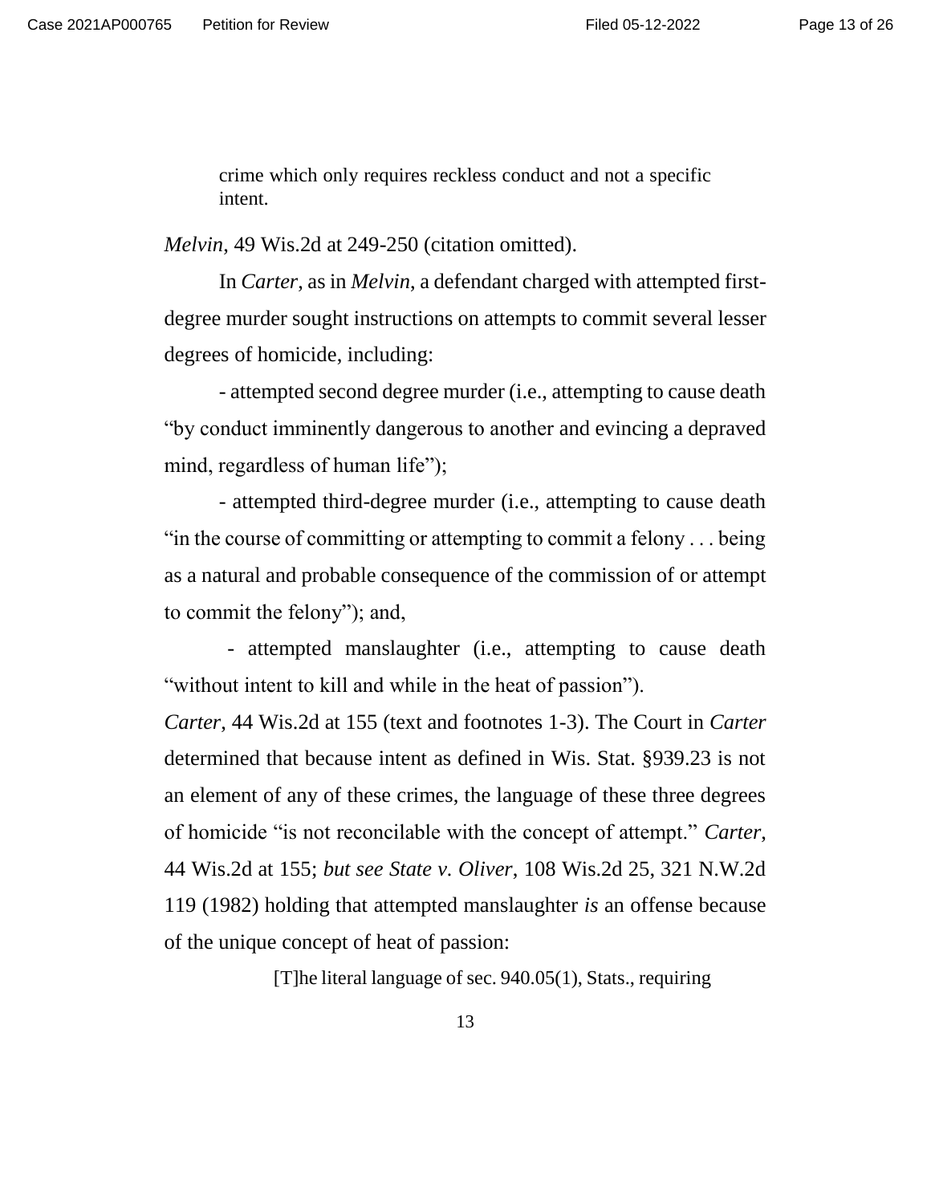> crime which only requires reckless conduct and not a specific intent.

*Melvin*, 49 Wis.2d at 249-250 (citation omitted).

In *Carter*, as in *Melvin*, a defendant charged with attempted first-degree murder sought instructions on attempts to commit several lesser degrees of homicide, including:

- attempted second degree murder (i.e., attempting to cause death "by conduct imminently dangerous to another and evincing a depraved mind, regardless of human life");

- attempted third-degree murder (i.e., attempting to cause death "in the course of committing or attempting to commit a felony . . . being as a natural and probable consequence of the commission of or attempt to commit the felony"); and,

- attempted manslaughter (i.e., attempting to cause death "without intent to kill and while in the heat of passion").

*Carter*, 44 Wis.2d at 155 (text and footnotes 1-3). The Court in *Carter* determined that because intent as defined in Wis. Stat. §939.23 is not an element of any of these crimes, the language of these three degrees of homicide "is not reconcilable with the concept of attempt." *Carter*, 44 Wis.2d at 155; *but see State v. Oliver*, 108 Wis.2d 25, 321 N.W.2d 119 (1982) holding that attempted manslaughter *is* an offense because of the unique concept of heat of passion:

> [T]he literal language of sec. 940.05(1), Stats., requiring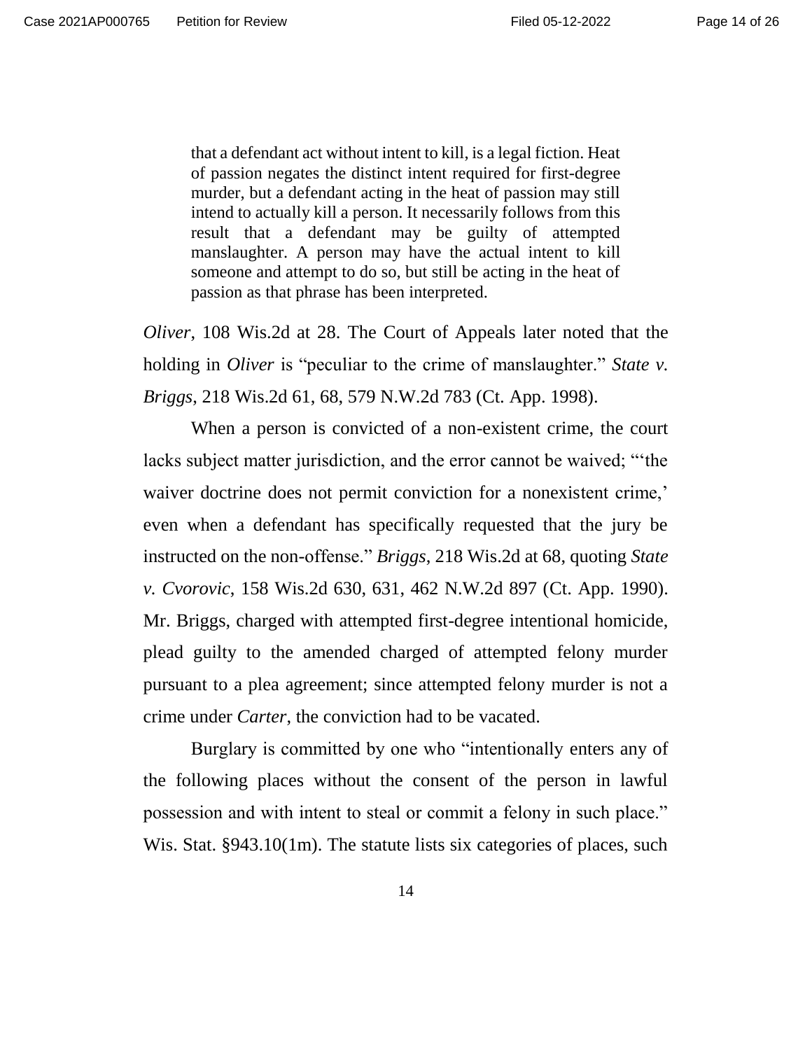> that a defendant act without intent to kill, is a legal fiction. Heat of passion negates the distinct intent required for first-degree murder, but a defendant acting in the heat of passion may still intend to actually kill a person. It necessarily follows from this result that a defendant may be guilty of attempted manslaughter. A person may have the actual intent to kill someone and attempt to do so, but still be acting in the heat of passion as that phrase has been interpreted.

*Oliver*, 108 Wis.2d at 28. The Court of Appeals later noted that the holding in *Oliver* is "peculiar to the crime of manslaughter." *State v. Briggs*, 218 Wis.2d 61, 68, 579 N.W.2d 783 (Ct. App. 1998).

When a person is convicted of a non-existent crime, the court lacks subject matter jurisdiction, and the error cannot be waived; "'the waiver doctrine does not permit conviction for a nonexistent crime,' even when a defendant has specifically requested that the jury be instructed on the non-offense." *Briggs*, 218 Wis.2d at 68, quoting *State v. Cvorovic*, 158 Wis.2d 630, 631, 462 N.W.2d 897 (Ct. App. 1990). Mr. Briggs, charged with attempted first-degree intentional homicide, plead guilty to the amended charged of attempted felony murder pursuant to a plea agreement; since attempted felony murder is not a crime under *Carter*, the conviction had to be vacated.

Burglary is committed by one who "intentionally enters any of the following places without the consent of the person in lawful possession and with intent to steal or commit a felony in such place." Wis. Stat. §943.10(1m). The statute lists six categories of places, such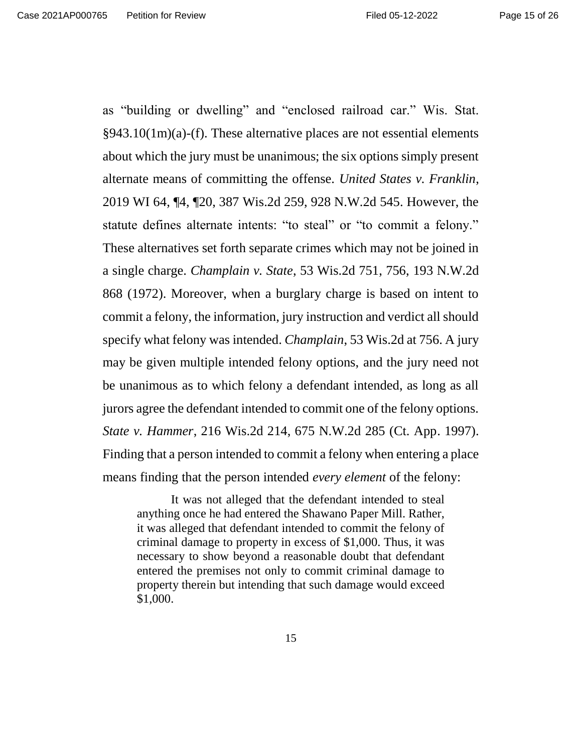as "building or dwelling" and "enclosed railroad car." Wis. Stat. §943.10(1m)(a)-(f). These alternative places are not essential elements about which the jury must be unanimous; the six options simply present alternate means of committing the offense. *United States v. Franklin*, 2019 WI 64, ¶4, ¶20, 387 Wis.2d 259, 928 N.W.2d 545. However, the statute defines alternate intents: "to steal" or "to commit a felony." These alternatives set forth separate crimes which may not be joined in a single charge. *Champlain v. State*, 53 Wis.2d 751, 756, 193 N.W.2d 868 (1972). Moreover, when a burglary charge is based on intent to commit a felony, the information, jury instruction and verdict all should specify what felony was intended. *Champlain*, 53 Wis.2d at 756. A jury may be given multiple intended felony options, and the jury need not be unanimous as to which felony a defendant intended, as long as all jurors agree the defendant intended to commit one of the felony options. *State v. Hammer*, 216 Wis.2d 214, 675 N.W.2d 285 (Ct. App. 1997). Finding that a person intended to commit a felony when entering a place means finding that the person intended *every element* of the felony:

> It was not alleged that the defendant intended to steal anything once he had entered the Shawano Paper Mill. Rather, it was alleged that defendant intended to commit the felony of criminal damage to property in excess of $1,000. Thus, it was necessary to show beyond a reasonable doubt that defendant entered the premises not only to commit criminal damage to property therein but intending that such damage would exceed $1,000.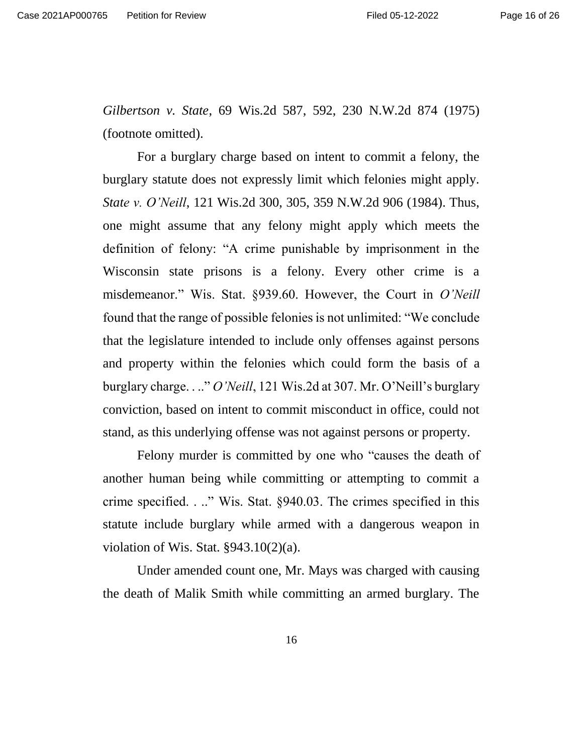*Gilbertson v. State*, 69 Wis.2d 587, 592, 230 N.W.2d 874 (1975) (footnote omitted).

For a burglary charge based on intent to commit a felony, the burglary statute does not expressly limit which felonies might apply. *State v. O'Neill*, 121 Wis.2d 300, 305, 359 N.W.2d 906 (1984). Thus, one might assume that any felony might apply which meets the definition of felony: "A crime punishable by imprisonment in the Wisconsin state prisons is a felony. Every other crime is a misdemeanor." Wis. Stat. §939.60. However, the Court in *O'Neill* found that the range of possible felonies is not unlimited: "We conclude that the legislature intended to include only offenses against persons and property within the felonies which could form the basis of a burglary charge. . .." *O'Neill*, 121 Wis.2d at 307. Mr. O'Neill's burglary conviction, based on intent to commit misconduct in office, could not stand, as this underlying offense was not against persons or property.

Felony murder is committed by one who "causes the death of another human being while committing or attempting to commit a crime specified. . .." Wis. Stat. §940.03. The crimes specified in this statute include burglary while armed with a dangerous weapon in violation of Wis. Stat. §943.10(2)(a).

Under amended count one, Mr. Mays was charged with causing the death of Malik Smith while committing an armed burglary. The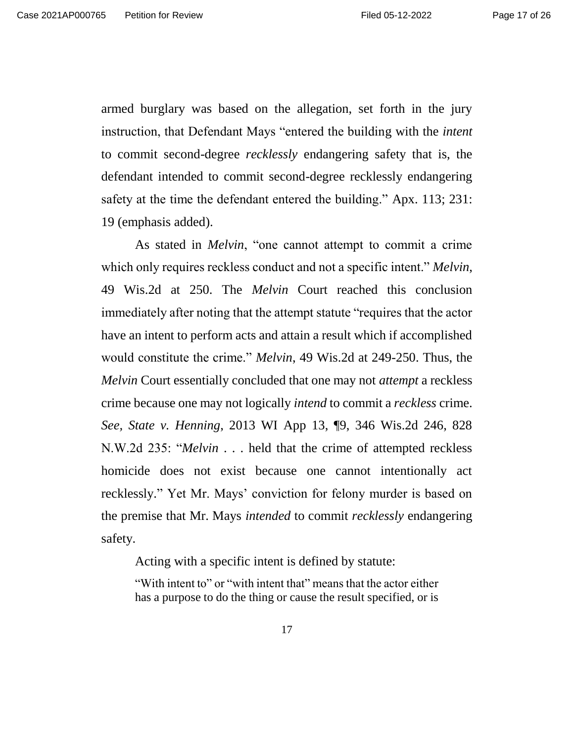armed burglary was based on the allegation, set forth in the jury instruction, that Defendant Mays "entered the building with the *intent* to commit second-degree *recklessly* endangering safety that is, the defendant intended to commit second-degree recklessly endangering safety at the time the defendant entered the building." Apx. 113; 231: 19 (emphasis added).

As stated in *Melvin*, "one cannot attempt to commit a crime which only requires reckless conduct and not a specific intent." *Melvin*, 49 Wis.2d at 250. The *Melvin* Court reached this conclusion immediately after noting that the attempt statute "requires that the actor have an intent to perform acts and attain a result which if accomplished would constitute the crime." *Melvin*, 49 Wis.2d at 249-250. Thus, the *Melvin* Court essentially concluded that one may not *attempt* a reckless crime because one may not logically *intend* to commit a *reckless* crime. *See, State v. Henning*, 2013 WI App 13, ¶9, 346 Wis.2d 246, 828 N.W.2d 235: "*Melvin* . . . held that the crime of attempted reckless homicide does not exist because one cannot intentionally act recklessly." Yet Mr. Mays' conviction for felony murder is based on the premise that Mr. Mays *intended* to commit *recklessly* endangering safety.

Acting with a specific intent is defined by statute:

> "With intent to" or "with intent that" means that the actor either has a purpose to do the thing or cause the result specified, or is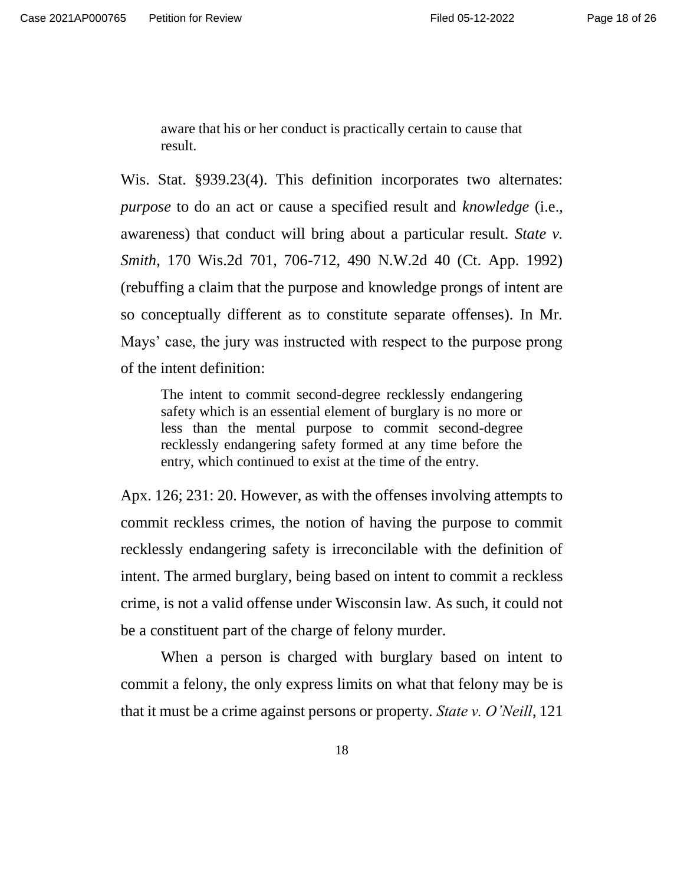> aware that his or her conduct is practically certain to cause that result.

Wis. Stat. §939.23(4). This definition incorporates two alternates: *purpose* to do an act or cause a specified result and *knowledge* (i.e., awareness) that conduct will bring about a particular result. *State v. Smith*, 170 Wis.2d 701, 706-712, 490 N.W.2d 40 (Ct. App. 1992) (rebuffing a claim that the purpose and knowledge prongs of intent are so conceptually different as to constitute separate offenses). In Mr. Mays' case, the jury was instructed with respect to the purpose prong of the intent definition:

> The intent to commit second-degree recklessly endangering safety which is an essential element of burglary is no more or less than the mental purpose to commit second-degree recklessly endangering safety formed at any time before the entry, which continued to exist at the time of the entry.

Apx. 126; 231: 20. However, as with the offenses involving attempts to commit reckless crimes, the notion of having the purpose to commit recklessly endangering safety is irreconcilable with the definition of intent. The armed burglary, being based on intent to commit a reckless crime, is not a valid offense under Wisconsin law. As such, it could not be a constituent part of the charge of felony murder.

When a person is charged with burglary based on intent to commit a felony, the only express limits on what that felony may be is that it must be a crime against persons or property. *State v. O'Neill*, 121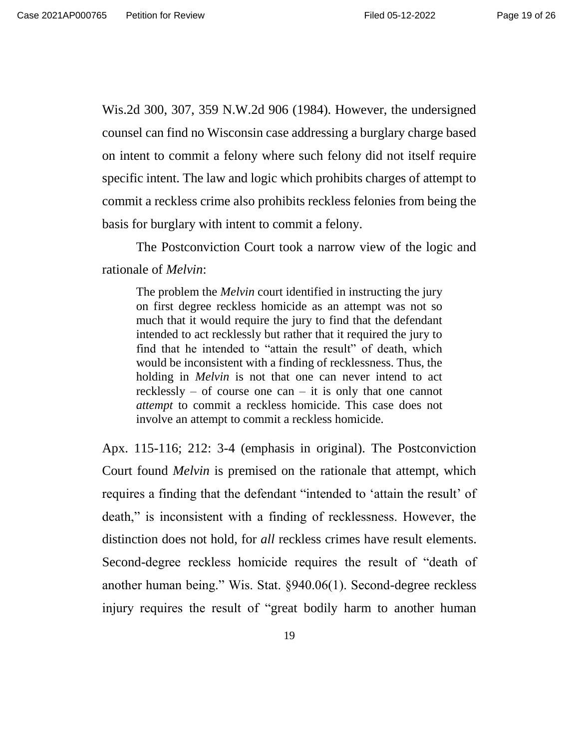Wis.2d 300, 307, 359 N.W.2d 906 (1984). However, the undersigned counsel can find no Wisconsin case addressing a burglary charge based on intent to commit a felony where such felony did not itself require specific intent. The law and logic which prohibits charges of attempt to commit a reckless crime also prohibits reckless felonies from being the basis for burglary with intent to commit a felony.

The Postconviction Court took a narrow view of the logic and rationale of *Melvin*:

> The problem the *Melvin* court identified in instructing the jury on first degree reckless homicide as an attempt was not so much that it would require the jury to find that the defendant intended to act recklessly but rather that it required the jury to find that he intended to "attain the result" of death, which would be inconsistent with a finding of recklessness. Thus, the holding in *Melvin* is not that one can never intend to act recklessly – of course one can – it is only that one cannot *attempt* to commit a reckless homicide. This case does not involve an attempt to commit a reckless homicide.

Apx. 115-116; 212: 3-4 (emphasis in original). The Postconviction Court found *Melvin* is premised on the rationale that attempt, which requires a finding that the defendant "intended to 'attain the result' of death," is inconsistent with a finding of recklessness. However, the distinction does not hold, for *all* reckless crimes have result elements. Second-degree reckless homicide requires the result of "death of another human being." Wis. Stat. §940.06(1). Second-degree reckless injury requires the result of "great bodily harm to another human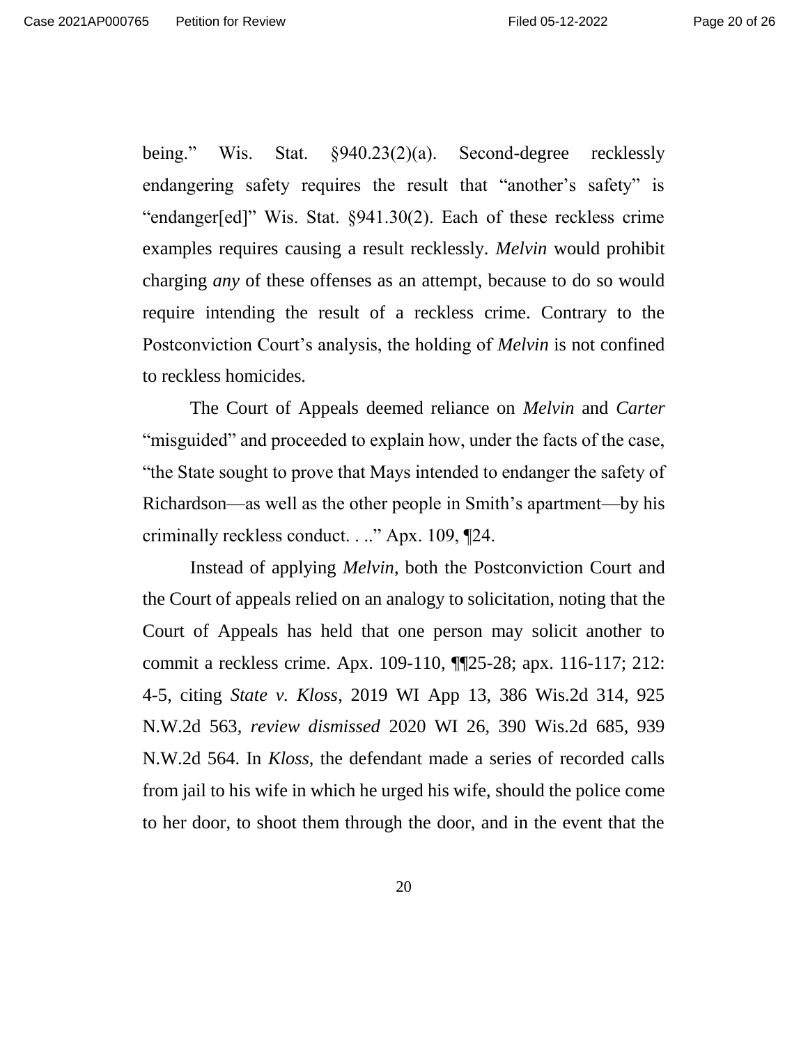being." Wis. Stat. §940.23(2)(a). Second-degree recklessly endangering safety requires the result that "another's safety" is "endanger[ed]" Wis. Stat. §941.30(2). Each of these reckless crime examples requires causing a result recklessly. *Melvin* would prohibit charging *any* of these offenses as an attempt, because to do so would require intending the result of a reckless crime. Contrary to the Postconviction Court's analysis, the holding of *Melvin* is not confined to reckless homicides.

The Court of Appeals deemed reliance on *Melvin* and *Carter* "misguided" and proceeded to explain how, under the facts of the case, "the State sought to prove that Mays intended to endanger the safety of Richardson—as well as the other people in Smith's apartment—by his criminally reckless conduct. . .." Apx. 109, ¶24.

Instead of applying *Melvin,* both the Postconviction Court and the Court of appeals relied on an analogy to solicitation, noting that the Court of Appeals has held that one person may solicit another to commit a reckless crime. Apx. 109-110, ¶¶25-28; apx. 116-117; 212: 4-5, citing *State v. Kloss*, 2019 WI App 13, 386 Wis.2d 314, 925 N.W.2d 563, *review dismissed* 2020 WI 26, 390 Wis.2d 685, 939 N.W.2d 564. In *Kloss*, the defendant made a series of recorded calls from jail to his wife in which he urged his wife, should the police come to her door, to shoot them through the door, and in the event that the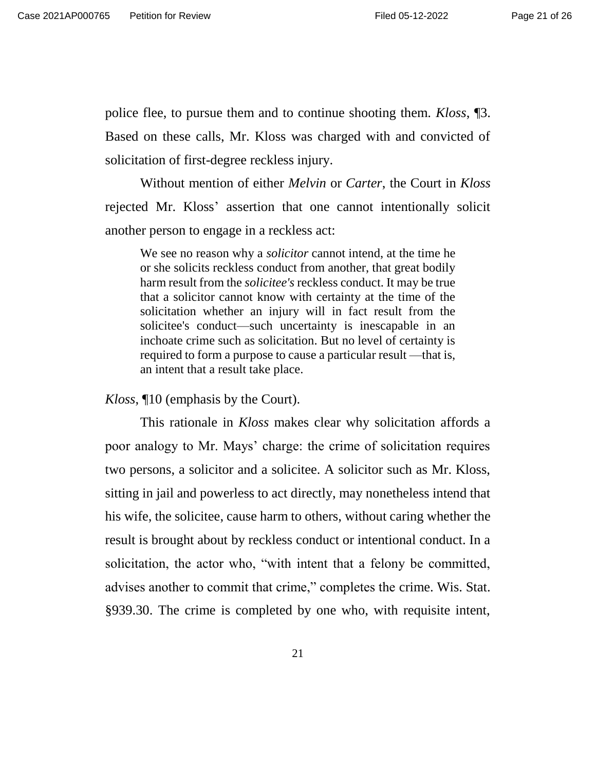police flee, to pursue them and to continue shooting them. *Kloss*, ¶3. Based on these calls, Mr. Kloss was charged with and convicted of solicitation of first-degree reckless injury.

Without mention of either *Melvin* or *Carter*, the Court in *Kloss* rejected Mr. Kloss' assertion that one cannot intentionally solicit another person to engage in a reckless act:

> We see no reason why a *solicitor* cannot intend, at the time he or she solicits reckless conduct from another, that great bodily harm result from the *solicitee's* reckless conduct. It may be true that a solicitor cannot know with certainty at the time of the solicitation whether an injury will in fact result from the solicitee's conduct—such uncertainty is inescapable in an inchoate crime such as solicitation. But no level of certainty is required to form a purpose to cause a particular result —that is, an intent that a result take place.

*Kloss*, ¶10 (emphasis by the Court).

This rationale in *Kloss* makes clear why solicitation affords a poor analogy to Mr. Mays' charge: the crime of solicitation requires two persons, a solicitor and a solicitee. A solicitor such as Mr. Kloss, sitting in jail and powerless to act directly, may nonetheless intend that his wife, the solicitee, cause harm to others, without caring whether the result is brought about by reckless conduct or intentional conduct. In a solicitation, the actor who, "with intent that a felony be committed, advises another to commit that crime," completes the crime. Wis. Stat. §939.30. The crime is completed by one who, with requisite intent,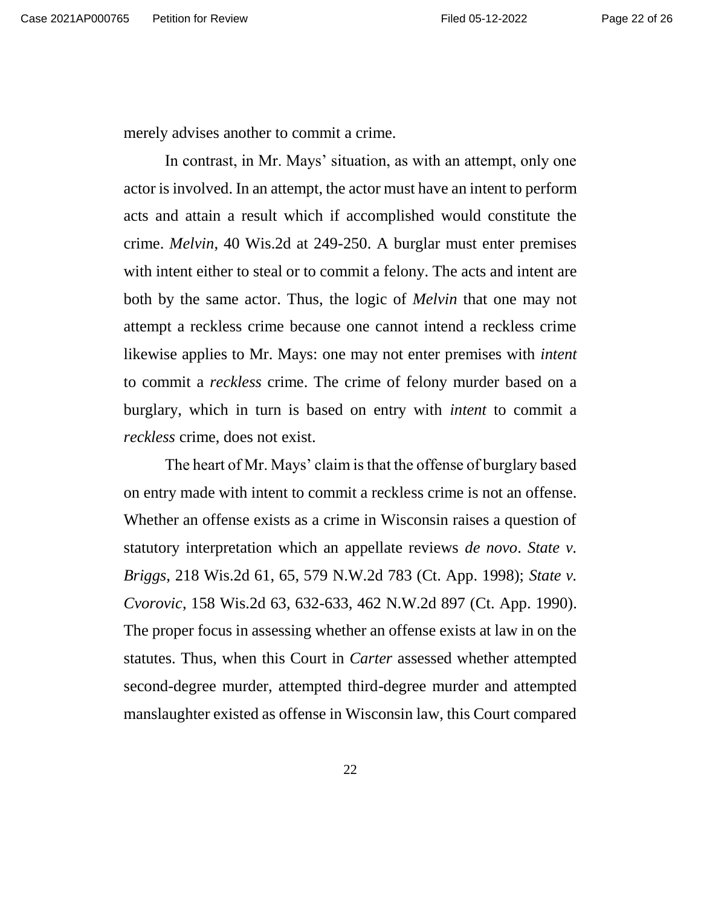merely advises another to commit a crime.

In contrast, in Mr. Mays' situation, as with an attempt, only one actor is involved. In an attempt, the actor must have an intent to perform acts and attain a result which if accomplished would constitute the crime. *Melvin*, 40 Wis.2d at 249-250. A burglar must enter premises with intent either to steal or to commit a felony. The acts and intent are both by the same actor. Thus, the logic of *Melvin* that one may not attempt a reckless crime because one cannot intend a reckless crime likewise applies to Mr. Mays: one may not enter premises with *intent* to commit a *reckless* crime. The crime of felony murder based on a burglary, which in turn is based on entry with *intent* to commit a *reckless* crime, does not exist.

The heart of Mr. Mays' claim is that the offense of burglary based on entry made with intent to commit a reckless crime is not an offense. Whether an offense exists as a crime in Wisconsin raises a question of statutory interpretation which an appellate reviews *de novo*. *State v. Briggs*, 218 Wis.2d 61, 65, 579 N.W.2d 783 (Ct. App. 1998); *State v. Cvorovic*, 158 Wis.2d 63, 632-633, 462 N.W.2d 897 (Ct. App. 1990). The proper focus in assessing whether an offense exists at law in on the statutes. Thus, when this Court in *Carter* assessed whether attempted second-degree murder, attempted third-degree murder and attempted manslaughter existed as offense in Wisconsin law, this Court compared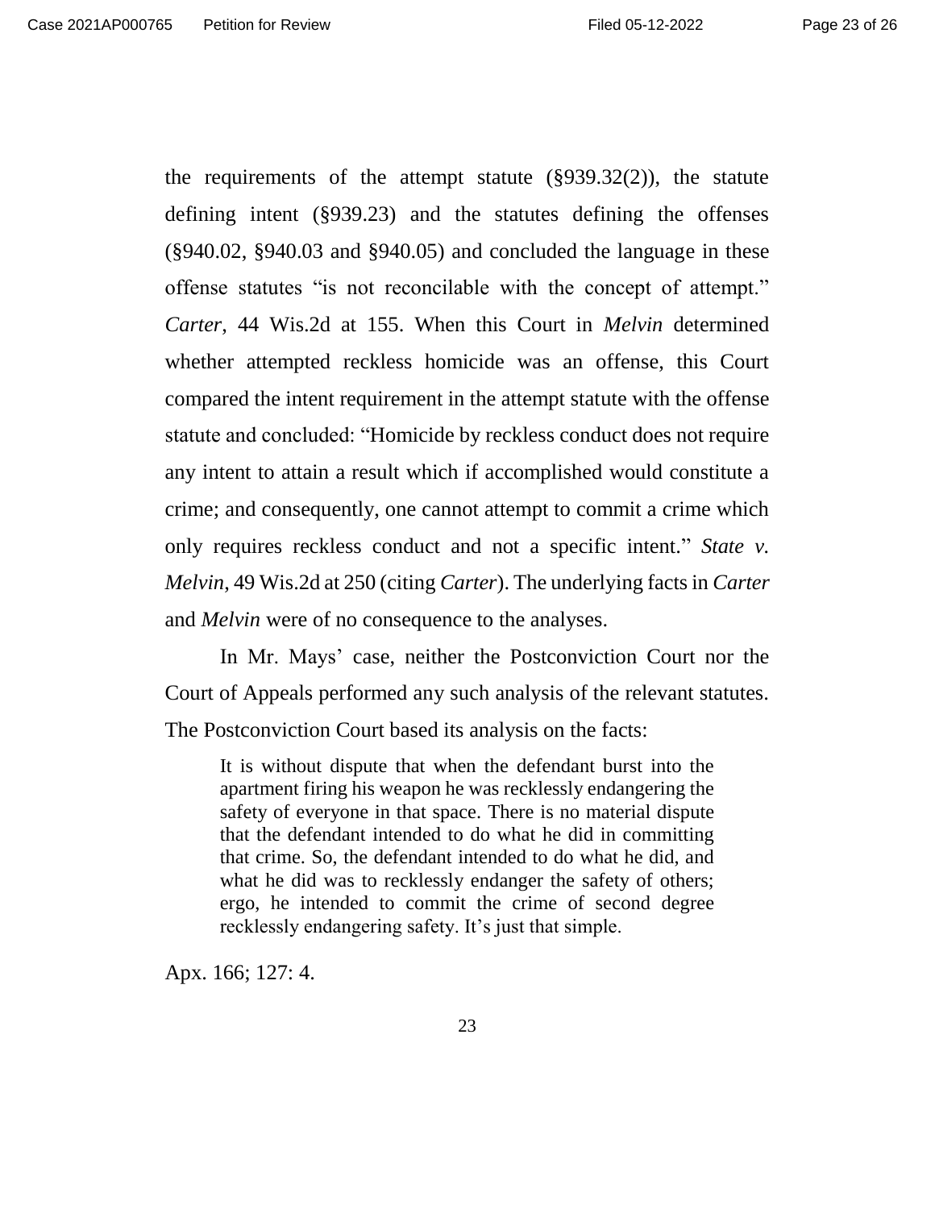the requirements of the attempt statute (§939.32(2)), the statute defining intent (§939.23) and the statutes defining the offenses (§940.02, §940.03 and §940.05) and concluded the language in these offense statutes "is not reconcilable with the concept of attempt." *Carter*, 44 Wis.2d at 155. When this Court in *Melvin* determined whether attempted reckless homicide was an offense, this Court compared the intent requirement in the attempt statute with the offense statute and concluded: "Homicide by reckless conduct does not require any intent to attain a result which if accomplished would constitute a crime; and consequently, one cannot attempt to commit a crime which only requires reckless conduct and not a specific intent." *State v. Melvin*, 49 Wis.2d at 250 (citing *Carter*). The underlying facts in *Carter* and *Melvin* were of no consequence to the analyses.

In Mr. Mays' case, neither the Postconviction Court nor the Court of Appeals performed any such analysis of the relevant statutes. The Postconviction Court based its analysis on the facts:

> It is without dispute that when the defendant burst into the apartment firing his weapon he was recklessly endangering the safety of everyone in that space. There is no material dispute that the defendant intended to do what he did in committing that crime. So, the defendant intended to do what he did, and what he did was to recklessly endanger the safety of others; ergo, he intended to commit the crime of second degree recklessly endangering safety. It's just that simple.

Apx. 166; 127: 4.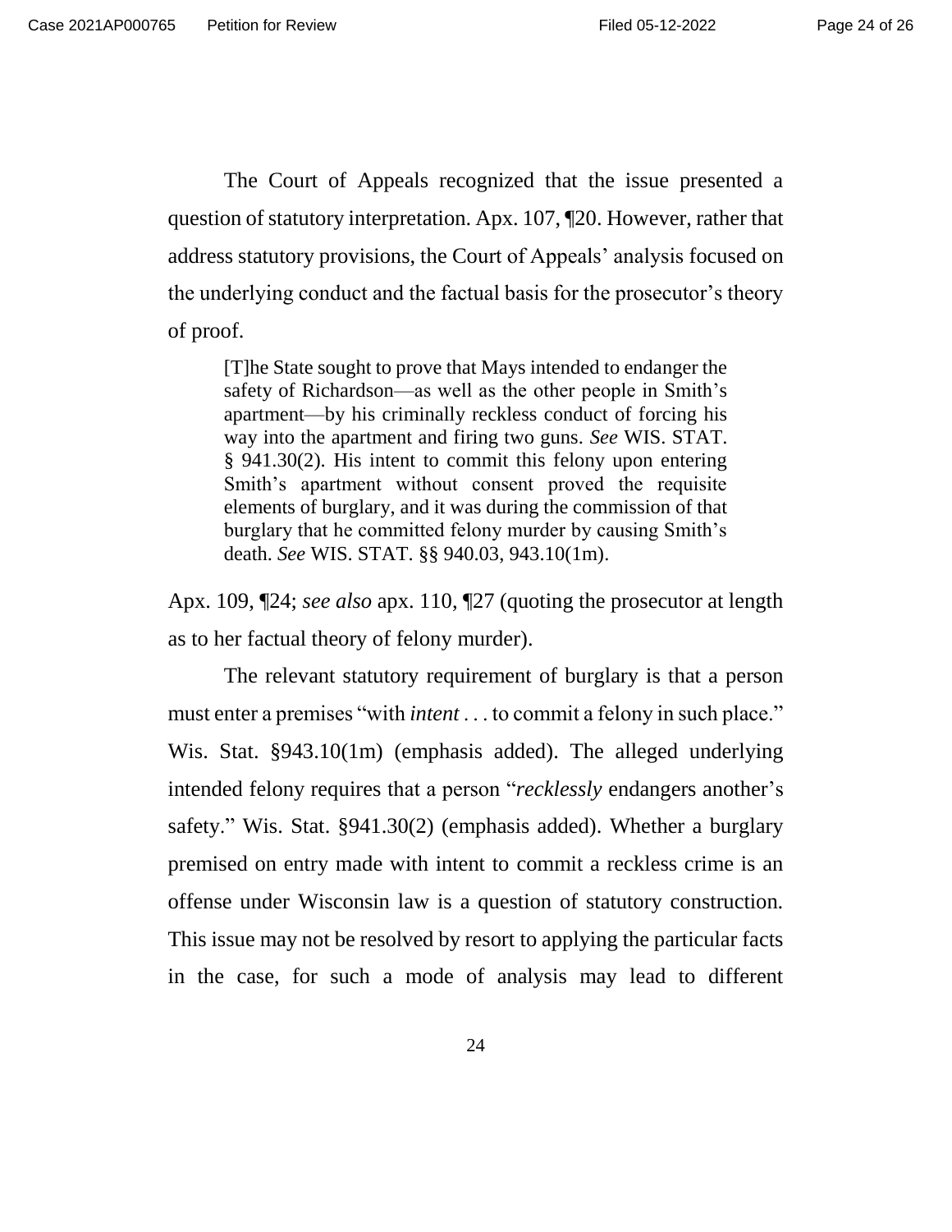The Court of Appeals recognized that the issue presented a question of statutory interpretation. Apx. 107, ¶20. However, rather that address statutory provisions, the Court of Appeals' analysis focused on the underlying conduct and the factual basis for the prosecutor's theory of proof.

> [T]he State sought to prove that Mays intended to endanger the safety of Richardson—as well as the other people in Smith's apartment—by his criminally reckless conduct of forcing his way into the apartment and firing two guns. *See* WIS. STAT. § 941.30(2). His intent to commit this felony upon entering Smith's apartment without consent proved the requisite elements of burglary, and it was during the commission of that burglary that he committed felony murder by causing Smith's death. *See* WIS. STAT. §§ 940.03, 943.10(1m).

Apx. 109, ¶24; *see also* apx. 110, ¶27 (quoting the prosecutor at length as to her factual theory of felony murder).

The relevant statutory requirement of burglary is that a person must enter a premises "with *intent* . . . to commit a felony in such place." Wis. Stat. §943.10(1m) (emphasis added). The alleged underlying intended felony requires that a person "*recklessly* endangers another's safety." Wis. Stat. §941.30(2) (emphasis added). Whether a burglary premised on entry made with intent to commit a reckless crime is an offense under Wisconsin law is a question of statutory construction. This issue may not be resolved by resort to applying the particular facts in the case, for such a mode of analysis may lead to different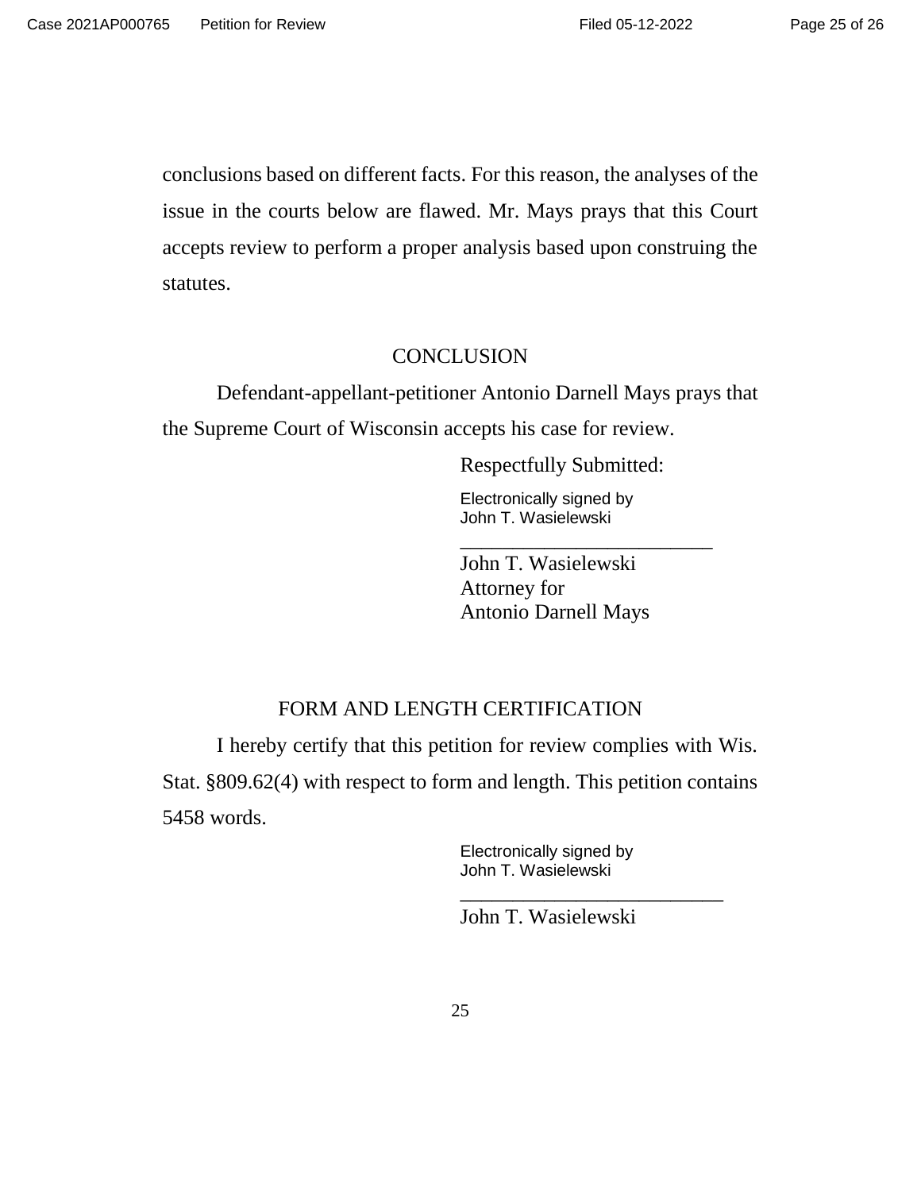conclusions based on different facts. For this reason, the analyses of the issue in the courts below are flawed. Mr. Mays prays that this Court accepts review to perform a proper analysis based upon construing the statutes.

## CONCLUSION

Defendant-appellant-petitioner Antonio Darnell Mays prays that the Supreme Court of Wisconsin accepts his case for review.

Respectfully Submitted:

Electronically signed by
John T. Wasielewski

_________________________

John T. Wasielewski
Attorney for
Antonio Darnell Mays

## FORM AND LENGTH CERTIFICATION

I hereby certify that this petition for review complies with Wis. Stat. §809.62(4) with respect to form and length. This petition contains 5458 words.

Electronically signed by
John T. Wasielewski

_________________________

John T. Wasielewski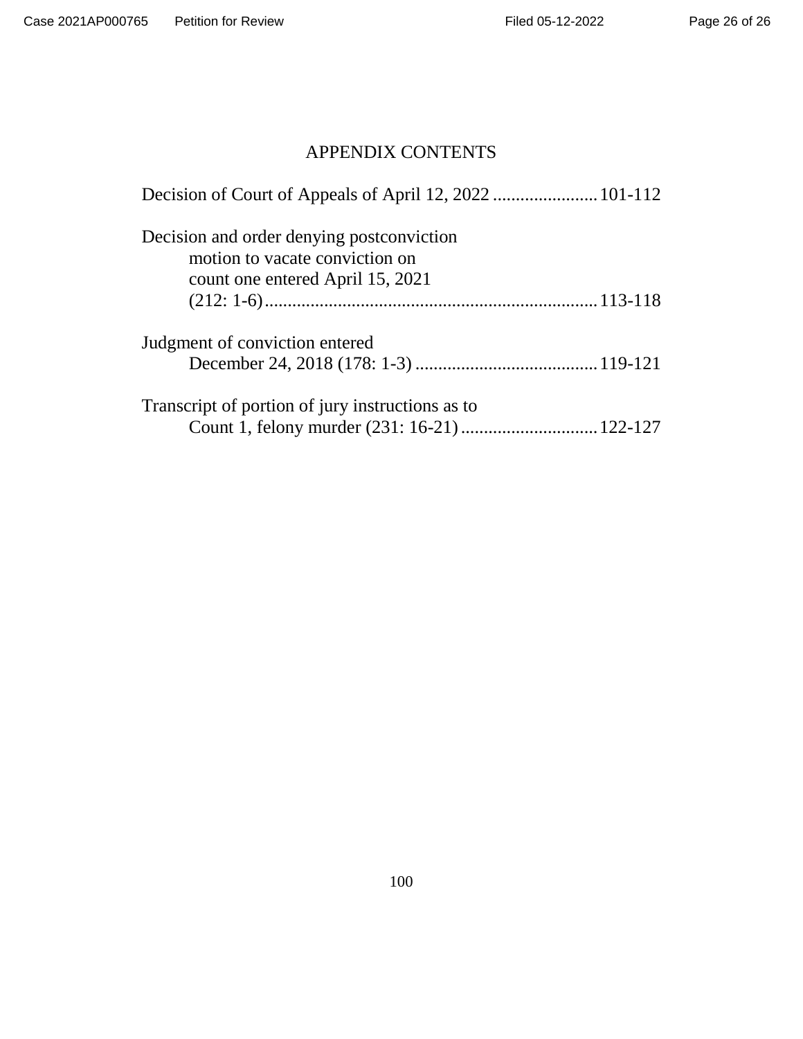# APPENDIX CONTENTS

Decision of Court of Appeals of April 12, 2022 ....................... 101-112

Decision and order denying postconviction motion to vacate conviction on count one entered April 15, 2021 (212: 1-6) ........................................................................ 113-118

Judgment of conviction entered December 24, 2018 (178: 1-3) ........................................ 119-121

Transcript of portion of jury instructions as to Count 1, felony murder (231: 16-21) .............................. 122-127